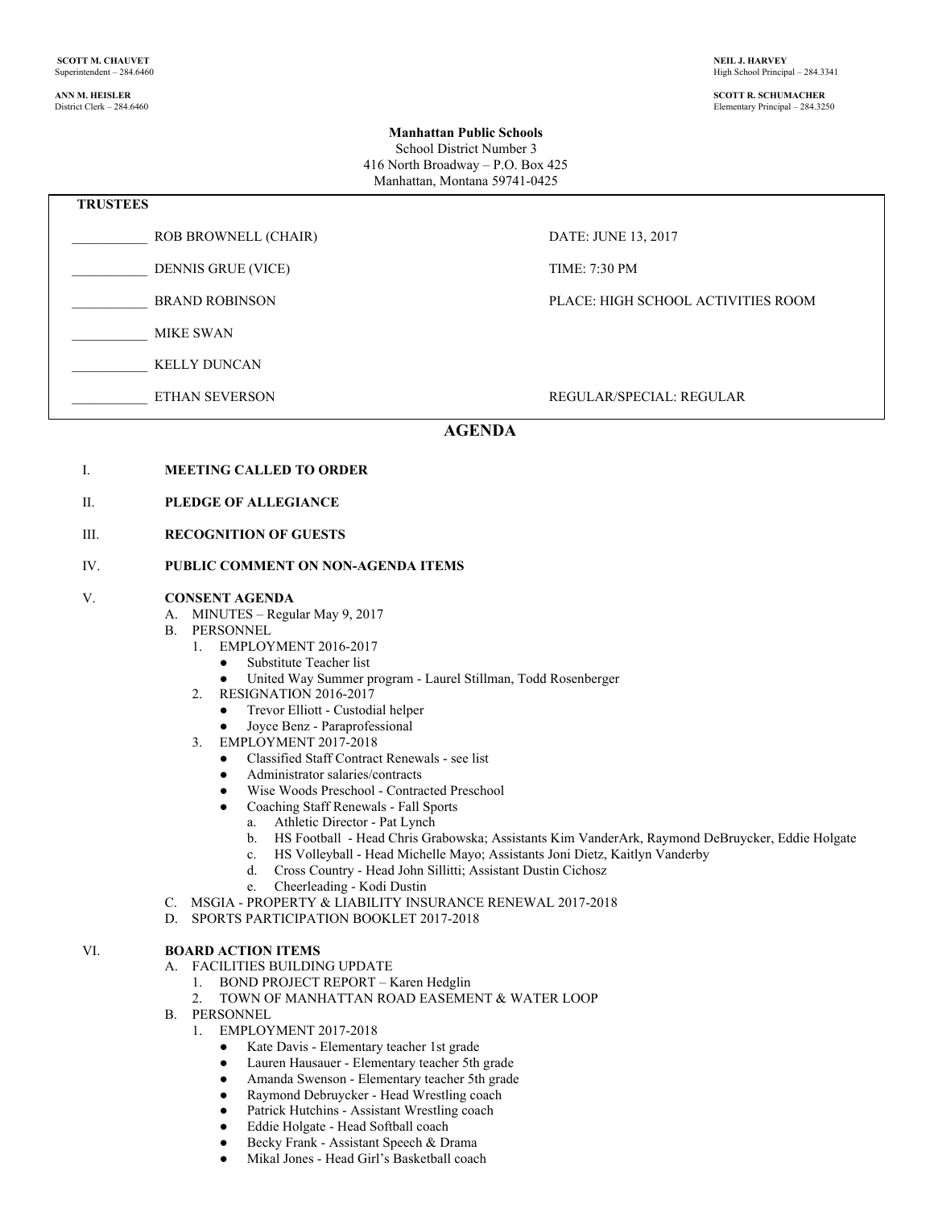**SCOTT M. CHAUVET**
Superintendent – 284.6460

**ANN M. HEISLER**
District Clerk – 284.6460

**NEIL J. HARVEY**
High School Principal – 284.3341

**SCOTT R. SCHUMACHER**
Elementary Principal – 284.3250

**Manhattan Public Schools**
School District Number 3
416 North Broadway – P.O. Box 425
Manhattan, Montana 59741-0425

| **TRUSTEES** | |
|---|---|
| ___________ ROB BROWNELL (CHAIR) | DATE: JUNE 13, 2017 |
| ___________ DENNIS GRUE (VICE) | TIME: 7:30 PM |
| ___________ BRAND ROBINSON | PLACE: HIGH SCHOOL ACTIVITIES ROOM |
| ___________ MIKE SWAN | |
| ___________ KELLY DUNCAN | |
| ___________ ETHAN SEVERSON | REGULAR/SPECIAL: REGULAR |

# AGENDA

I. **MEETING CALLED TO ORDER**

II. **PLEDGE OF ALLEGIANCE**

III. **RECOGNITION OF GUESTS**

IV. **PUBLIC COMMENT ON NON-AGENDA ITEMS**

V. **CONSENT AGENDA**
   A. MINUTES – Regular May 9, 2017
   B. PERSONNEL
      1. EMPLOYMENT 2016-2017
         - Substitute Teacher list
         - United Way Summer program - Laurel Stillman, Todd Rosenberger
      2. RESIGNATION 2016-2017
         - Trevor Elliott - Custodial helper
         - Joyce Benz - Paraprofessional
      3. EMPLOYMENT 2017-2018
         - Classified Staff Contract Renewals - see list
         - Administrator salaries/contracts
         - Wise Woods Preschool - Contracted Preschool
         - Coaching Staff Renewals - Fall Sports
            a. Athletic Director - Pat Lynch
            b. HS Football - Head Chris Grabowska; Assistants Kim VanderArk, Raymond DeBruycker, Eddie Holgate
            c. HS Volleyball - Head Michelle Mayo; Assistants Joni Dietz, Kaitlyn Vanderby
            d. Cross Country - Head John Sillitti; Assistant Dustin Cichosz
            e. Cheerleading - Kodi Dustin
   C. MSGIA - PROPERTY & LIABILITY INSURANCE RENEWAL 2017-2018
   D. SPORTS PARTICIPATION BOOKLET 2017-2018

VI. **BOARD ACTION ITEMS**
   A. FACILITIES BUILDING UPDATE
      1. BOND PROJECT REPORT – Karen Hedglin
      2. TOWN OF MANHATTAN ROAD EASEMENT & WATER LOOP
   B. PERSONNEL
      1. EMPLOYMENT 2017-2018
         - Kate Davis - Elementary teacher 1st grade
         - Lauren Hausauer - Elementary teacher 5th grade
         - Amanda Swenson - Elementary teacher 5th grade
         - Raymond Debruycker - Head Wrestling coach
         - Patrick Hutchins - Assistant Wrestling coach
         - Eddie Holgate - Head Softball coach
         - Becky Frank - Assistant Speech & Drama
         - Mikal Jones - Head Girl's Basketball coach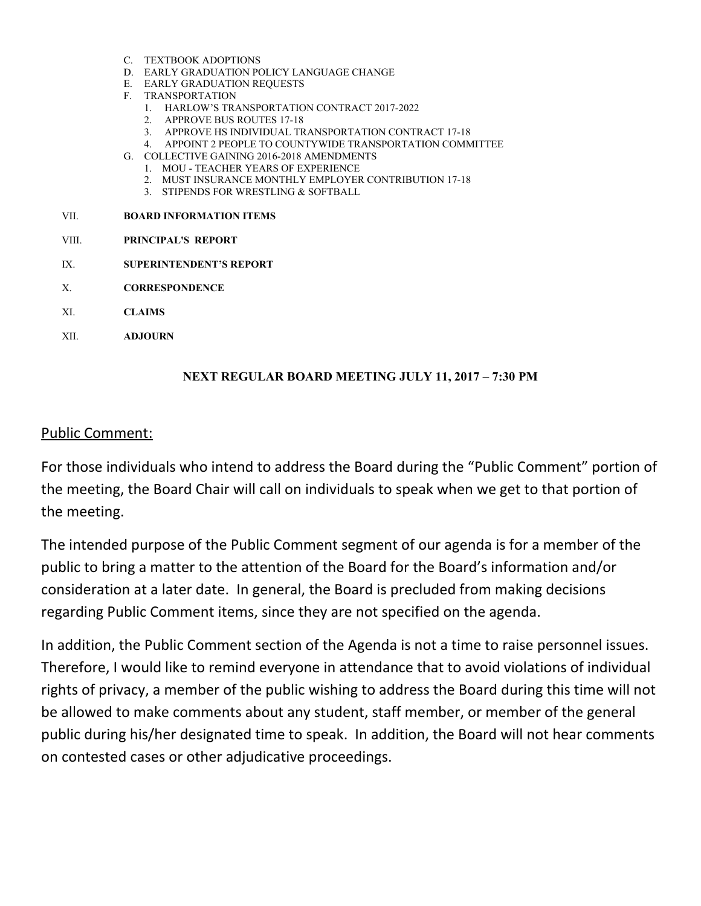C. TEXTBOOK ADOPTIONS
D. EARLY GRADUATION POLICY LANGUAGE CHANGE
E. EARLY GRADUATION REQUESTS
F. TRANSPORTATION
   1. HARLOW'S TRANSPORTATION CONTRACT 2017-2022
   2. APPROVE BUS ROUTES 17-18
   3. APPROVE HS INDIVIDUAL TRANSPORTATION CONTRACT 17-18
   4. APPOINT 2 PEOPLE TO COUNTYWIDE TRANSPORTATION COMMITTEE
G. COLLECTIVE GAINING 2016-2018 AMENDMENTS
   1. MOU - TEACHER YEARS OF EXPERIENCE
   2. MUST INSURANCE MONTHLY EMPLOYER CONTRIBUTION 17-18
   3. STIPENDS FOR WRESTLING & SOFTBALL

VII. **BOARD INFORMATION ITEMS**

VIII. **PRINCIPAL'S REPORT**

IX. **SUPERINTENDENT'S REPORT**

X. **CORRESPONDENCE**

XI. **CLAIMS**

XII. **ADJOURN**

**NEXT REGULAR BOARD MEETING JULY 11, 2017 – 7:30 PM**

<u>Public Comment:</u>

For those individuals who intend to address the Board during the "Public Comment" portion of the meeting, the Board Chair will call on individuals to speak when we get to that portion of the meeting.

The intended purpose of the Public Comment segment of our agenda is for a member of the public to bring a matter to the attention of the Board for the Board's information and/or consideration at a later date. In general, the Board is precluded from making decisions regarding Public Comment items, since they are not specified on the agenda.

In addition, the Public Comment section of the Agenda is not a time to raise personnel issues. Therefore, I would like to remind everyone in attendance that to avoid violations of individual rights of privacy, a member of the public wishing to address the Board during this time will not be allowed to make comments about any student, staff member, or member of the general public during his/her designated time to speak. In addition, the Board will not hear comments on contested cases or other adjudicative proceedings.